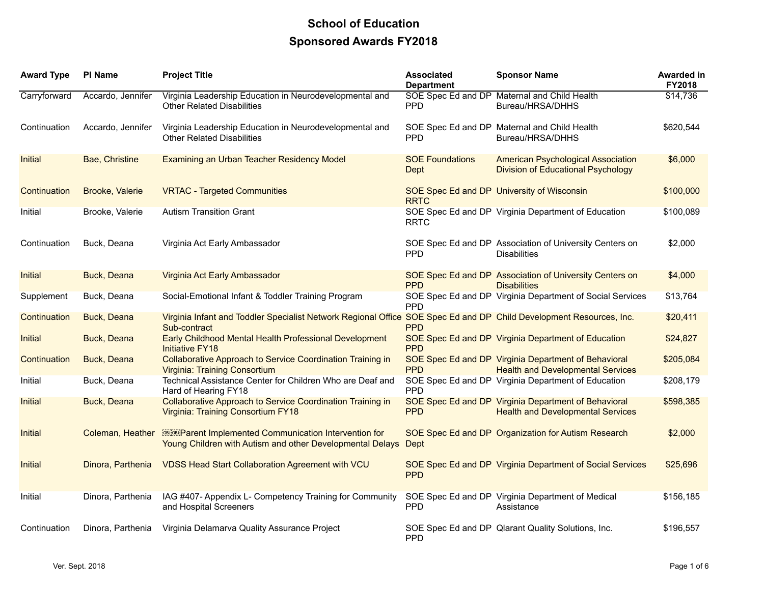# School of Education

## Sponsored Awards FY2018

| Award Type | PI Name | Project Title | Associated Department | Sponsor Name | Awarded in FY2018 |
|---|---|---|---|---|---|
| Carryforward | Accardo, Jennifer | Virginia Leadership Education in Neurodevelopmental and Other Related Disabilities | SOE Spec Ed and DP PPD | Maternal and Child Health Bureau/HRSA/DHHS | $14,736 |
| Continuation | Accardo, Jennifer | Virginia Leadership Education in Neurodevelopmental and Other Related Disabilities | SOE Spec Ed and DP PPD | Maternal and Child Health Bureau/HRSA/DHHS | $620,544 |
| Initial | Bae, Christine | Examining an Urban Teacher Residency Model | SOE Foundations Dept | American Psychological Association Division of Educational Psychology | $6,000 |
| Continuation | Brooke, Valerie | VRTAC - Targeted Communities | SOE Spec Ed and DP RRTC | University of Wisconsin | $100,000 |
| Initial | Brooke, Valerie | Autism Transition Grant | SOE Spec Ed and DP RRTC | Virginia Department of Education | $100,089 |
| Continuation | Buck, Deana | Virginia Act Early Ambassador | SOE Spec Ed and DP PPD | Association of University Centers on Disabilities | $2,000 |
| Initial | Buck, Deana | Virginia Act Early Ambassador | SOE Spec Ed and DP PPD | Association of University Centers on Disabilities | $4,000 |
| Supplement | Buck, Deana | Social-Emotional Infant & Toddler Training Program | SOE Spec Ed and DP PPD | Virginia Department of Social Services | $13,764 |
| Continuation | Buck, Deana | Virginia Infant and Toddler Specialist Network Regional Office Sub-contract | SOE Spec Ed and DP PPD | Child Development Resources, Inc. | $20,411 |
| Initial | Buck, Deana | Early Childhood Mental Health Professional Development Initiative FY18 | SOE Spec Ed and DP PPD | Virginia Department of Education | $24,827 |
| Continuation | Buck, Deana | Collaborative Approach to Service Coordination Training in Virginia: Training Consortium | SOE Spec Ed and DP PPD | Virginia Department of Behavioral Health and Developmental Services | $205,084 |
| Initial | Buck, Deana | Technical Assistance Center for Children Who are Deaf and Hard of Hearing FY18 | SOE Spec Ed and DP PPD | Virginia Department of Education | $208,179 |
| Initial | Buck, Deana | Collaborative Approach to Service Coordination Training in Virginia: Training Consortium FY18 | SOE Spec Ed and DP PPD | Virginia Department of Behavioral Health and Developmental Services | $598,385 |
| Initial | Coleman, Heather | Parent Implemented Communication Intervention for Young Children with Autism and other Developmental Delays | SOE Spec Ed and DP Dept | Organization for Autism Research | $2,000 |
| Initial | Dinora, Parthenia | VDSS Head Start Collaboration Agreement with VCU | SOE Spec Ed and DP PPD | Virginia Department of Social Services | $25,696 |
| Initial | Dinora, Parthenia | IAG #407- Appendix L- Competency Training for Community and Hospital Screeners | SOE Spec Ed and DP PPD | Virginia Department of Medical Assistance | $156,185 |
| Continuation | Dinora, Parthenia | Virginia Delamarva Quality Assurance Project | SOE Spec Ed and DP PPD | Qlarant Quality Solutions, Inc. | $196,557 |

Ver. Sept. 2018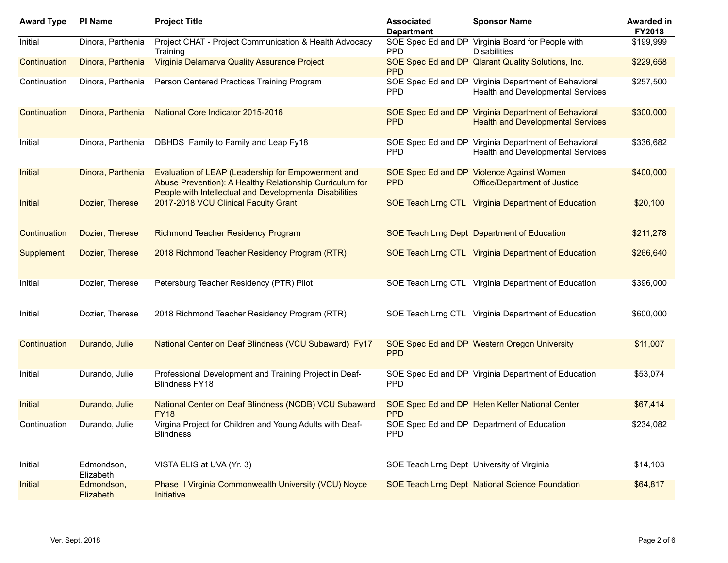| Award Type | PI Name | Project Title | Associated Department | Sponsor Name | Awarded in FY2018 |
|---|---|---|---|---|---|
| Initial | Dinora, Parthenia | Project CHAT - Project Communication & Health Advocacy Training | SOE Spec Ed and DP PPD | Virginia Board for People with Disabilities | $199,999 |
| Continuation | Dinora, Parthenia | Virginia Delamarva Quality Assurance Project | SOE Spec Ed and DP PPD | Qlarant Quality Solutions, Inc. | $229,658 |
| Continuation | Dinora, Parthenia | Person Centered Practices Training Program | SOE Spec Ed and DP PPD | Virginia Department of Behavioral Health and Developmental Services | $257,500 |
| Continuation | Dinora, Parthenia | National Core Indicator 2015-2016 | SOE Spec Ed and DP PPD | Virginia Department of Behavioral Health and Developmental Services | $300,000 |
| Initial | Dinora, Parthenia | DBHDS Family to Family and Leap Fy18 | SOE Spec Ed and DP PPD | Virginia Department of Behavioral Health and Developmental Services | $336,682 |
| Initial | Dinora, Parthenia | Evaluation of LEAP (Leadership for Empowerment and Abuse Prevention): A Healthy Relationship Curriculum for People with Intellectual and Developmental Disabilities | SOE Spec Ed and DP PPD | Violence Against Women Office/Department of Justice | $400,000 |
| Initial | Dozier, Therese | 2017-2018 VCU Clinical Faculty Grant | SOE Teach Lrng CTL | Virginia Department of Education | $20,100 |
| Continuation | Dozier, Therese | Richmond Teacher Residency Program | SOE Teach Lrng Dept | Department of Education | $211,278 |
| Supplement | Dozier, Therese | 2018 Richmond Teacher Residency Program (RTR) | SOE Teach Lrng CTL | Virginia Department of Education | $266,640 |
| Initial | Dozier, Therese | Petersburg Teacher Residency (PTR) Pilot | SOE Teach Lrng CTL | Virginia Department of Education | $396,000 |
| Initial | Dozier, Therese | 2018 Richmond Teacher Residency Program (RTR) | SOE Teach Lrng CTL | Virginia Department of Education | $600,000 |
| Continuation | Durando, Julie | National Center on Deaf Blindness (VCU Subaward) Fy17 | SOE Spec Ed and DP PPD | Western Oregon University | $11,007 |
| Initial | Durando, Julie | Professional Development and Training Project in Deaf-Blindness FY18 | SOE Spec Ed and DP PPD | Virginia Department of Education | $53,074 |
| Initial | Durando, Julie | National Center on Deaf Blindness (NCDB) VCU Subaward FY18 | SOE Spec Ed and DP PPD | Helen Keller National Center | $67,414 |
| Continuation | Durando, Julie | Virgina Project for Children and Young Adults with Deaf-Blindness | SOE Spec Ed and DP PPD | Department of Education | $234,082 |
| Initial | Edmondson, Elizabeth | VISTA ELIS at UVA (Yr. 3) | SOE Teach Lrng Dept | University of Virginia | $14,103 |
| Initial | Edmondson, Elizabeth | Phase II Virginia Commonwealth University (VCU) Noyce Initiative | SOE Teach Lrng Dept | National Science Foundation | $64,817 |

Ver. Sept. 2018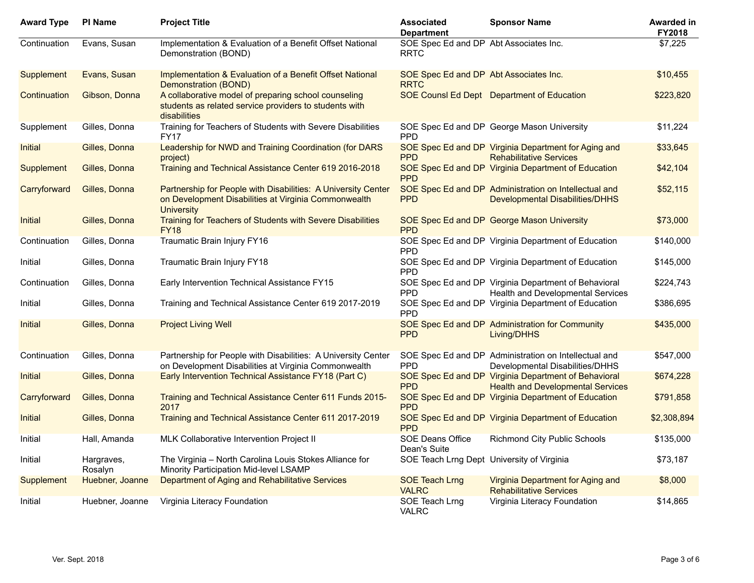| Award Type | PI Name | Project Title | Associated Department | Sponsor Name | Awarded in FY2018 |
|---|---|---|---|---|---|
| Continuation | Evans, Susan | Implementation & Evaluation of a Benefit Offset National Demonstration (BOND) | SOE Spec Ed and DP RRTC | Abt Associates Inc. | $7,225 |
| Supplement | Evans, Susan | Implementation & Evaluation of a Benefit Offset National Demonstration (BOND) | SOE Spec Ed and DP RRTC | Abt Associates Inc. | $10,455 |
| Continuation | Gibson, Donna | A collaborative model of preparing school counseling students as related service providers to students with disabilities | SOE Counsl Ed Dept | Department of Education | $223,820 |
| Supplement | Gilles, Donna | Training for Teachers of Students with Severe Disabilities FY17 | SOE Spec Ed and DP PPD | George Mason University | $11,224 |
| Initial | Gilles, Donna | Leadership for NWD and Training Coordination (for DARS project) | SOE Spec Ed and DP PPD | Virginia Department for Aging and Rehabilitative Services | $33,645 |
| Supplement | Gilles, Donna | Training and Technical Assistance Center 619 2016-2018 | SOE Spec Ed and DP PPD | Virginia Department of Education | $42,104 |
| Carryforward | Gilles, Donna | Partnership for People with Disabilities: A University Center on Development Disabilities at Virginia Commonwealth University | SOE Spec Ed and DP PPD | Administration on Intellectual and Developmental Disabilities/DHHS | $52,115 |
| Initial | Gilles, Donna | Training for Teachers of Students with Severe Disabilities FY18 | SOE Spec Ed and DP PPD | George Mason University | $73,000 |
| Continuation | Gilles, Donna | Traumatic Brain Injury FY16 | SOE Spec Ed and DP PPD | Virginia Department of Education | $140,000 |
| Initial | Gilles, Donna | Traumatic Brain Injury FY18 | SOE Spec Ed and DP PPD | Virginia Department of Education | $145,000 |
| Continuation | Gilles, Donna | Early Intervention Technical Assistance FY15 | SOE Spec Ed and DP PPD | Virginia Department of Behavioral Health and Developmental Services | $224,743 |
| Initial | Gilles, Donna | Training and Technical Assistance Center 619 2017-2019 | SOE Spec Ed and DP PPD | Virginia Department of Education | $386,695 |
| Initial | Gilles, Donna | Project Living Well | SOE Spec Ed and DP PPD | Administration for Community Living/DHHS | $435,000 |
| Continuation | Gilles, Donna | Partnership for People with Disabilities: A University Center on Development Disabilities at Virginia Commonwealth | SOE Spec Ed and DP PPD | Administration on Intellectual and Developmental Disabilities/DHHS | $547,000 |
| Initial | Gilles, Donna | Early Intervention Technical Assistance FY18 (Part C) | SOE Spec Ed and DP PPD | Virginia Department of Behavioral Health and Developmental Services | $674,228 |
| Carryforward | Gilles, Donna | Training and Technical Assistance Center 611 Funds 2015-2017 | SOE Spec Ed and DP PPD | Virginia Department of Education | $791,858 |
| Initial | Gilles, Donna | Training and Technical Assistance Center 611 2017-2019 | SOE Spec Ed and DP PPD | Virginia Department of Education | $2,308,894 |
| Initial | Hall, Amanda | MLK Collaborative Intervention Project II | SOE Deans Office Dean's Suite | Richmond City Public Schools | $135,000 |
| Initial | Hargraves, Rosalyn | The Virginia – North Carolina Louis Stokes Alliance for Minority Participation Mid-level LSAMP | SOE Teach Lrng Dept | University of Virginia | $73,187 |
| Supplement | Huebner, Joanne | Department of Aging and Rehabilitative Services | SOE Teach Lrng VALRC | Virginia Department for Aging and Rehabilitative Services | $8,000 |
| Initial | Huebner, Joanne | Virginia Literacy Foundation | SOE Teach Lrng VALRC | Virginia Literacy Foundation | $14,865 |

Ver. Sept. 2018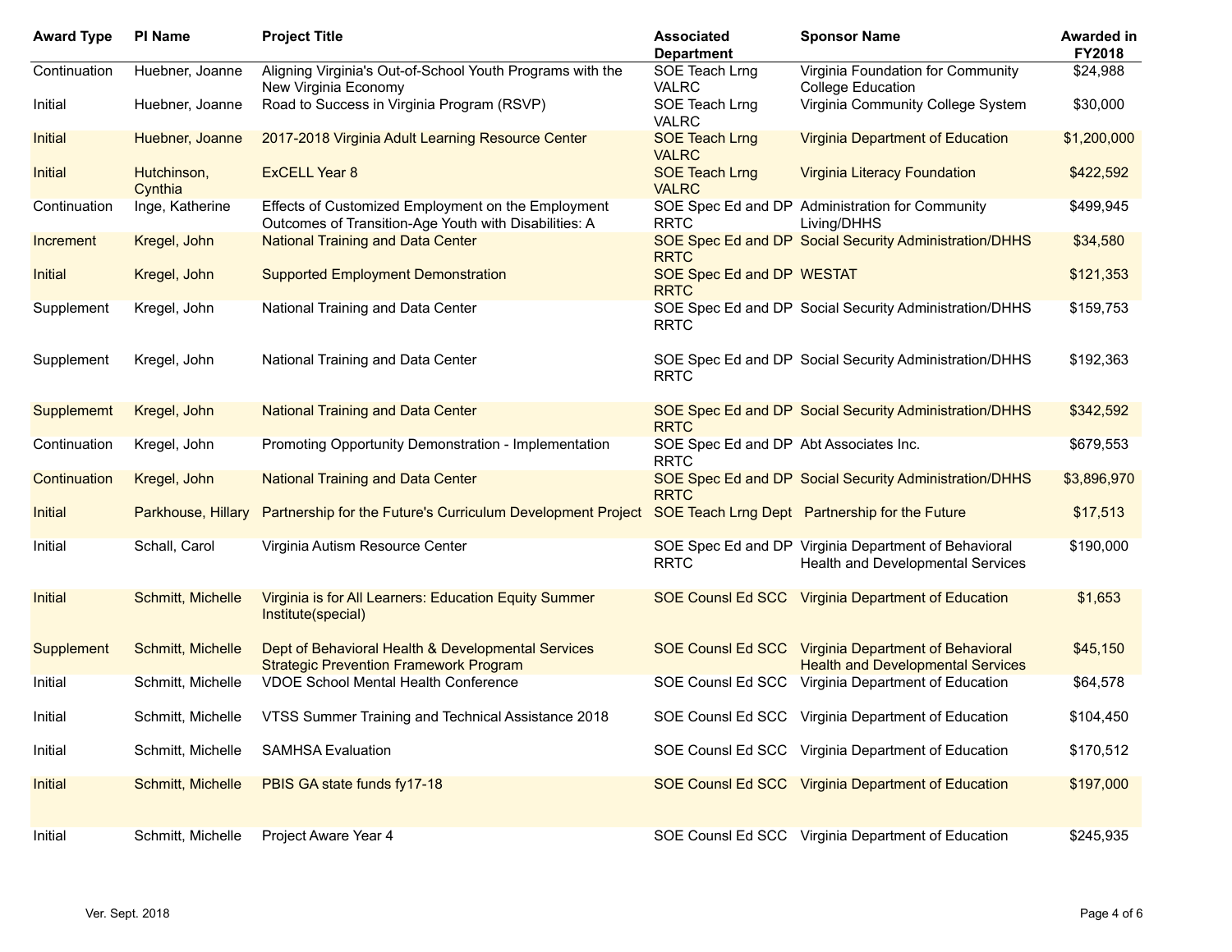| Award Type | PI Name | Project Title | Associated Department | Sponsor Name | Awarded in FY2018 |
|---|---|---|---|---|---|
| Continuation | Huebner, Joanne | Aligning Virginia's Out-of-School Youth Programs with the New Virginia Economy | SOE Teach Lrng VALRC | Virginia Foundation for Community College Education | $24,988 |
| Initial | Huebner, Joanne | Road to Success in Virginia Program (RSVP) | SOE Teach Lrng VALRC | Virginia Community College System | $30,000 |
| Initial | Huebner, Joanne | 2017-2018 Virginia Adult Learning Resource Center | SOE Teach Lrng VALRC | Virginia Department of Education | $1,200,000 |
| Initial | Hutchinson, Cynthia | ExCELL Year 8 | SOE Teach Lrng VALRC | Virginia Literacy Foundation | $422,592 |
| Continuation | Inge, Katherine | Effects of Customized Employment on the Employment Outcomes of Transition-Age Youth with Disabilities: A | SOE Spec Ed and DP RRTC | Administration for Community Living/DHHS | $499,945 |
| Increment | Kregel, John | National Training and Data Center | SOE Spec Ed and DP RRTC | Social Security Administration/DHHS | $34,580 |
| Initial | Kregel, John | Supported Employment Demonstration | SOE Spec Ed and DP RRTC | WESTAT | $121,353 |
| Supplement | Kregel, John | National Training and Data Center | SOE Spec Ed and DP RRTC | Social Security Administration/DHHS | $159,753 |
| Supplement | Kregel, John | National Training and Data Center | SOE Spec Ed and DP RRTC | Social Security Administration/DHHS | $192,363 |
| Supplememt | Kregel, John | National Training and Data Center | SOE Spec Ed and DP RRTC | Social Security Administration/DHHS | $342,592 |
| Continuation | Kregel, John | Promoting Opportunity Demonstration - Implementation | SOE Spec Ed and DP RRTC | Abt Associates Inc. | $679,553 |
| Continuation | Kregel, John | National Training and Data Center | SOE Spec Ed and DP RRTC | Social Security Administration/DHHS | $3,896,970 |
| Initial | Parkhouse, Hillary | Partnership for the Future's Curriculum Development Project | SOE Teach Lrng Dept | Partnership for the Future | $17,513 |
| Initial | Schall, Carol | Virginia Autism Resource Center | SOE Spec Ed and DP RRTC | Virginia Department of Behavioral Health and Developmental Services | $190,000 |
| Initial | Schmitt, Michelle | Virginia is for All Learners: Education Equity Summer Institute(special) | SOE Counsl Ed SCC | Virginia Department of Education | $1,653 |
| Supplement | Schmitt, Michelle | Dept of Behavioral Health & Developmental Services Strategic Prevention Framework Program | SOE Counsl Ed SCC | Virginia Department of Behavioral Health and Developmental Services | $45,150 |
| Initial | Schmitt, Michelle | VDOE School Mental Health Conference | SOE Counsl Ed SCC | Virginia Department of Education | $64,578 |
| Initial | Schmitt, Michelle | VTSS Summer Training and Technical Assistance 2018 | SOE Counsl Ed SCC | Virginia Department of Education | $104,450 |
| Initial | Schmitt, Michelle | SAMHSA Evaluation | SOE Counsl Ed SCC | Virginia Department of Education | $170,512 |
| Initial | Schmitt, Michelle | PBIS GA state funds fy17-18 | SOE Counsl Ed SCC | Virginia Department of Education | $197,000 |
| Initial | Schmitt, Michelle | Project Aware Year 4 | SOE Counsl Ed SCC | Virginia Department of Education | $245,935 |

Ver. Sept. 2018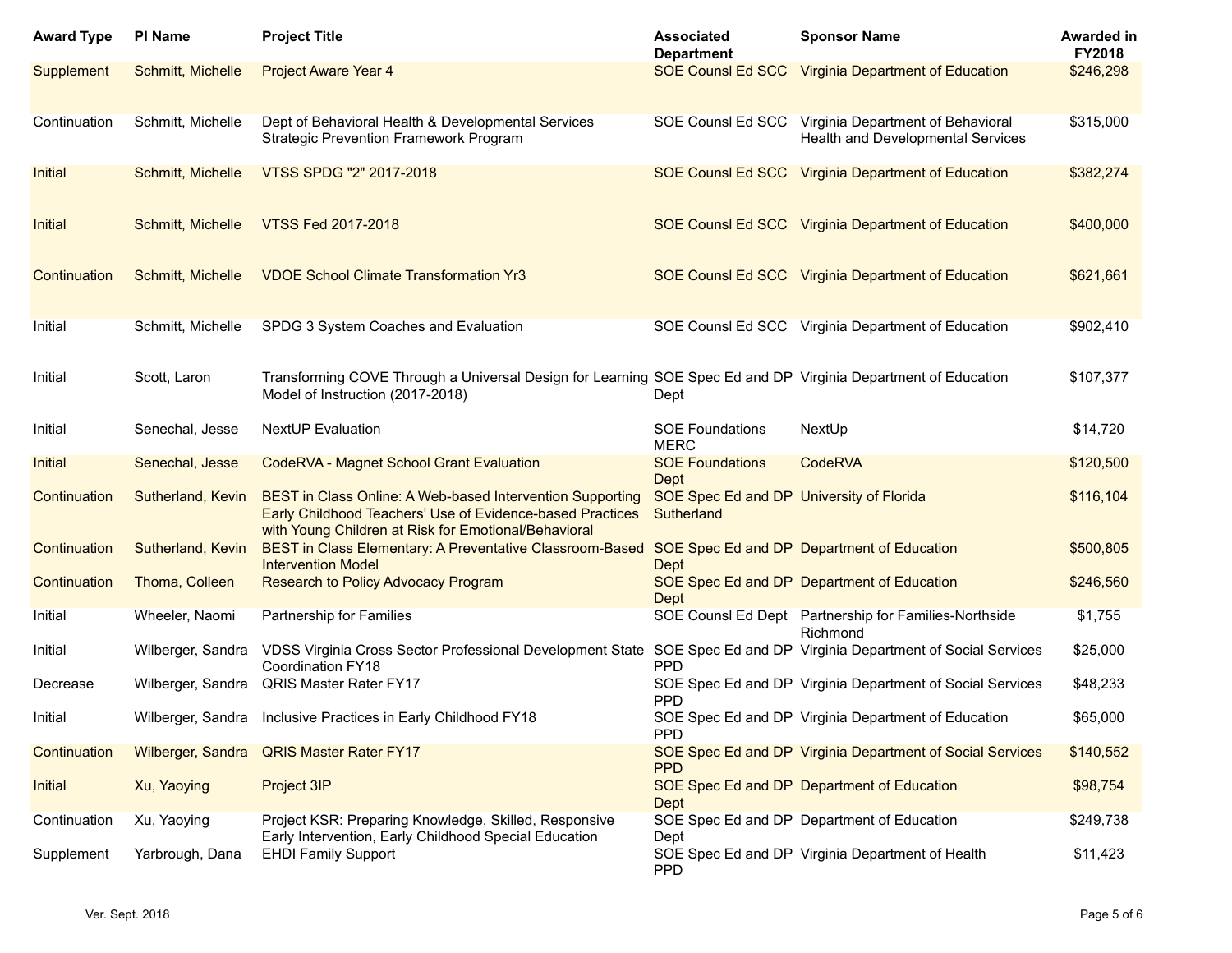| Award Type | PI Name | Project Title | Associated Department | Sponsor Name | Awarded in FY2018 |
|---|---|---|---|---|---|
| Supplement | Schmitt, Michelle | Project Aware Year 4 | SOE Counsl Ed SCC | Virginia Department of Education | $246,298 |
| Continuation | Schmitt, Michelle | Dept of Behavioral Health & Developmental Services Strategic Prevention Framework Program | SOE Counsl Ed SCC | Virginia Department of Behavioral Health and Developmental Services | $315,000 |
| Initial | Schmitt, Michelle | VTSS SPDG "2" 2017-2018 | SOE Counsl Ed SCC | Virginia Department of Education | $382,274 |
| Initial | Schmitt, Michelle | VTSS Fed 2017-2018 | SOE Counsl Ed SCC | Virginia Department of Education | $400,000 |
| Continuation | Schmitt, Michelle | VDOE School Climate Transformation Yr3 | SOE Counsl Ed SCC | Virginia Department of Education | $621,661 |
| Initial | Schmitt, Michelle | SPDG 3 System Coaches and Evaluation | SOE Counsl Ed SCC | Virginia Department of Education | $902,410 |
| Initial | Scott, Laron | Transforming COVE Through a Universal Design for Learning Model of Instruction (2017-2018) | SOE Spec Ed and DP Dept | Virginia Department of Education | $107,377 |
| Initial | Senechal, Jesse | NextUP Evaluation | SOE Foundations MERC | NextUp | $14,720 |
| Initial | Senechal, Jesse | CodeRVA - Magnet School Grant Evaluation | SOE Foundations Dept | CodeRVA | $120,500 |
| Continuation | Sutherland, Kevin | BEST in Class Online: A Web-based Intervention Supporting Early Childhood Teachers' Use of Evidence-based Practices with Young Children at Risk for Emotional/Behavioral | SOE Spec Ed and DP Sutherland | University of Florida | $116,104 |
| Continuation | Sutherland, Kevin | BEST in Class Elementary: A Preventative Classroom-Based Intervention Model | SOE Spec Ed and DP Dept | Department of Education | $500,805 |
| Continuation | Thoma, Colleen | Research to Policy Advocacy Program | SOE Spec Ed and DP Dept | Department of Education | $246,560 |
| Initial | Wheeler, Naomi | Partnership for Families | SOE Counsl Ed Dept | Partnership for Families-Northside Richmond | $1,755 |
| Initial | Wilberger, Sandra | VDSS Virginia Cross Sector Professional Development State Coordination FY18 | SOE Spec Ed and DP PPD | Virginia Department of Social Services | $25,000 |
| Decrease | Wilberger, Sandra | QRIS Master Rater FY17 | SOE Spec Ed and DP PPD | Virginia Department of Social Services | $48,233 |
| Initial | Wilberger, Sandra | Inclusive Practices in Early Childhood FY18 | SOE Spec Ed and DP PPD | Virginia Department of Education | $65,000 |
| Continuation | Wilberger, Sandra | QRIS Master Rater FY17 | SOE Spec Ed and DP PPD | Virginia Department of Social Services | $140,552 |
| Initial | Xu, Yaoying | Project 3IP | SOE Spec Ed and DP Dept | Department of Education | $98,754 |
| Continuation | Xu, Yaoying | Project KSR: Preparing Knowledge, Skilled, Responsive Early Intervention, Early Childhood Special Education | SOE Spec Ed and DP Dept | Department of Education | $249,738 |
| Supplement | Yarbrough, Dana | EHDI Family Support | SOE Spec Ed and DP PPD | Virginia Department of Health | $11,423 |

Ver. Sept. 2018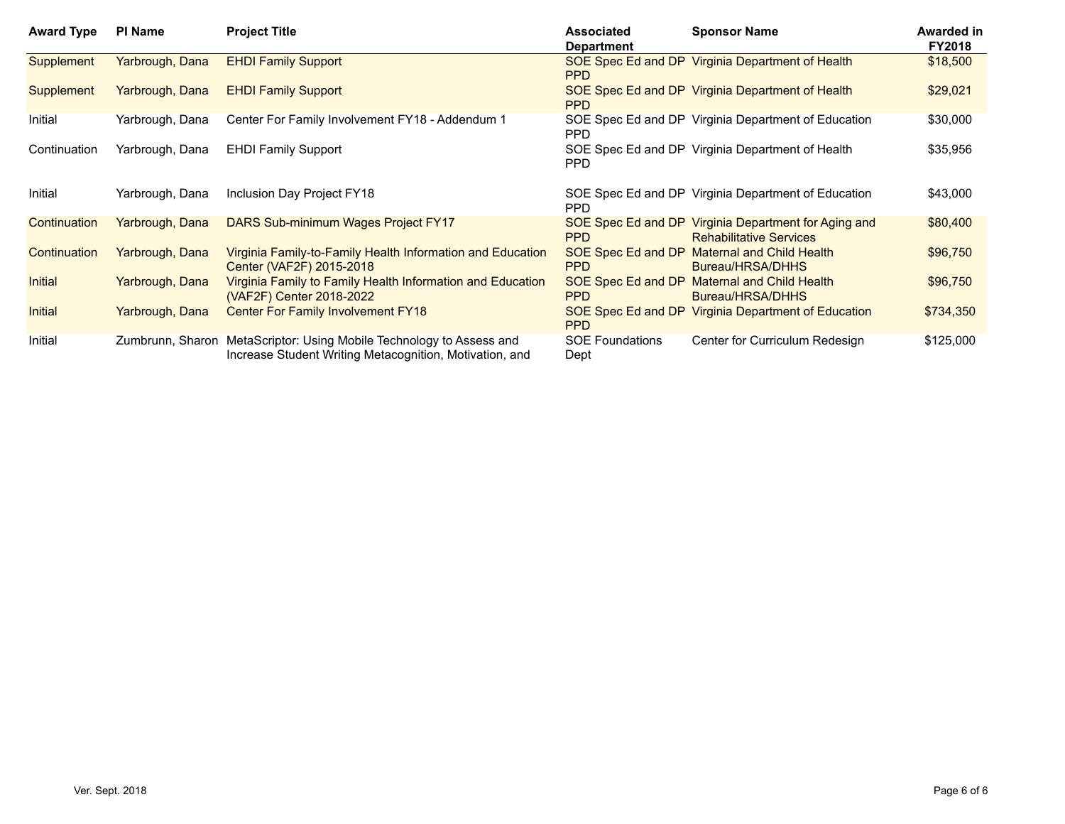| Award Type | PI Name | Project Title | Associated Department | Sponsor Name | Awarded in FY2018 |
|---|---|---|---|---|---|
| Supplement | Yarbrough, Dana | EHDI Family Support | SOE Spec Ed and DP PPD | Virginia Department of Health | $18,500 |
| Supplement | Yarbrough, Dana | EHDI Family Support | SOE Spec Ed and DP PPD | Virginia Department of Health | $29,021 |
| Initial | Yarbrough, Dana | Center For Family Involvement FY18 - Addendum 1 | SOE Spec Ed and DP PPD | Virginia Department of Education | $30,000 |
| Continuation | Yarbrough, Dana | EHDI Family Support | SOE Spec Ed and DP PPD | Virginia Department of Health | $35,956 |
| Initial | Yarbrough, Dana | Inclusion Day Project FY18 | SOE Spec Ed and DP PPD | Virginia Department of Education | $43,000 |
| Continuation | Yarbrough, Dana | DARS Sub-minimum Wages Project FY17 | SOE Spec Ed and DP PPD | Virginia Department for Aging and Rehabilitative Services | $80,400 |
| Continuation | Yarbrough, Dana | Virginia Family-to-Family Health Information and Education Center (VAF2F) 2015-2018 | SOE Spec Ed and DP PPD | Maternal and Child Health Bureau/HRSA/DHHS | $96,750 |
| Initial | Yarbrough, Dana | Virginia Family to Family Health Information and Education (VAF2F) Center 2018-2022 | SOE Spec Ed and DP PPD | Maternal and Child Health Bureau/HRSA/DHHS | $96,750 |
| Initial | Yarbrough, Dana | Center For Family Involvement FY18 | SOE Spec Ed and DP PPD | Virginia Department of Education | $734,350 |
| Initial | Zumbrunn, Sharon | MetaScriptor: Using Mobile Technology to Assess and Increase Student Writing Metacognition, Motivation, and | SOE Foundations Dept | Center for Curriculum Redesign | $125,000 |

Ver. Sept. 2018